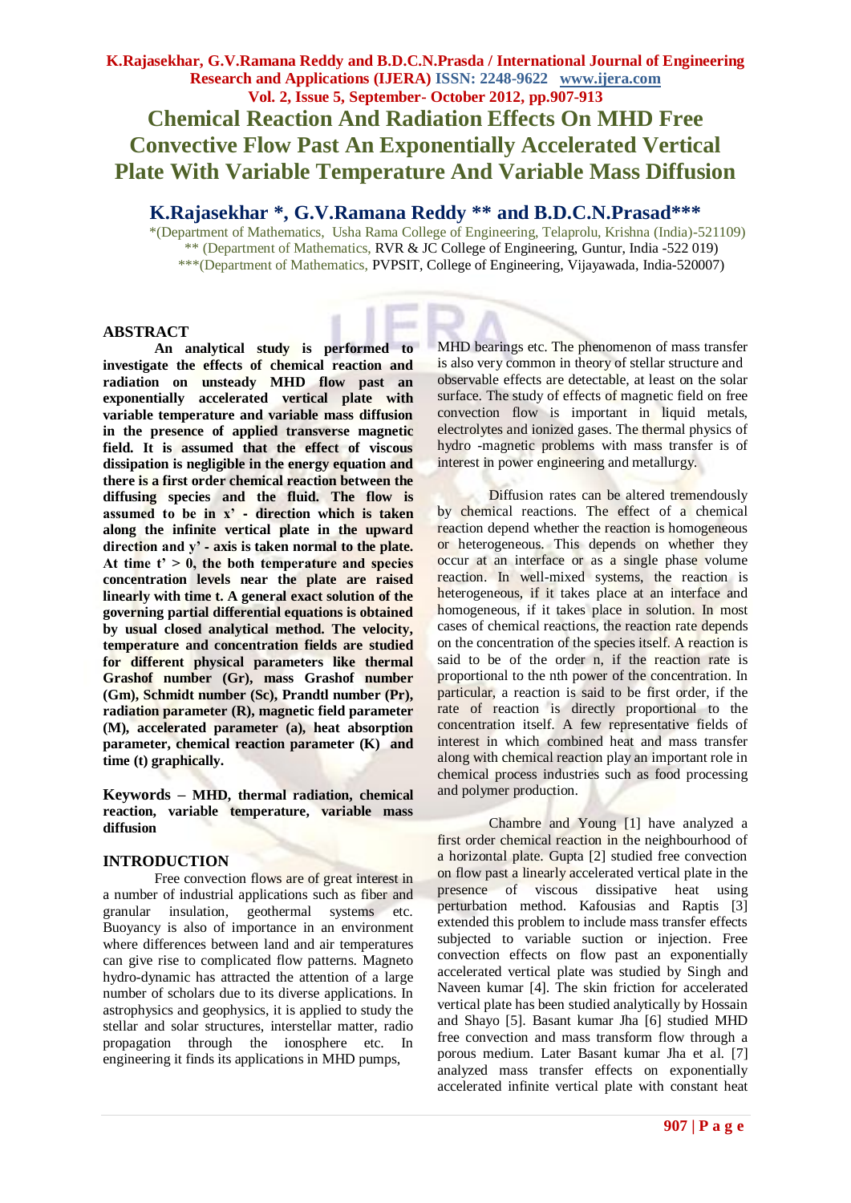# Chemical Reaction And Radiation Effects On MHD Free Convective Flow Past An Exponentially Accelerated Vertical Plate With Variable Temperature And Variable Mass Diffusion

## K.Rajasekhar *, G.V.Ramana Reddy ** and B.D.C.N.Prasad***

*(Department of Mathematics, Usha Rama College of Engineering, Telaprolu, Krishna (India)-521109)
** (Department of Mathematics, RVR & JC College of Engineering, Guntur, India -522 019)
***(Department of Mathematics, PVPSIT, College of Engineering, Vijayawada, India-520007)

## ABSTRACT

**An analytical study is performed to investigate the effects of chemical reaction and radiation on unsteady MHD flow past an exponentially accelerated vertical plate with variable temperature and variable mass diffusion in the presence of applied transverse magnetic field. It is assumed that the effect of viscous dissipation is negligible in the energy equation and there is a first order chemical reaction between the diffusing species and the fluid. The flow is assumed to be in x' - direction which is taken along the infinite vertical plate in the upward direction and y' - axis is taken normal to the plate. At time t' > 0, the both temperature and species concentration levels near the plate are raised linearly with time t. A general exact solution of the governing partial differential equations is obtained by usual closed analytical method. The velocity, temperature and concentration fields are studied for different physical parameters like thermal Grashof number (Gr), mass Grashof number (Gm), Schmidt number (Sc), Prandtl number (Pr), radiation parameter (R), magnetic field parameter (M), accelerated parameter (a), heat absorption parameter, chemical reaction parameter (K) and time (t) graphically.**

**Keywords – MHD, thermal radiation, chemical reaction, variable temperature, variable mass diffusion**

## INTRODUCTION

Free convection flows are of great interest in a number of industrial applications such as fiber and granular insulation, geothermal systems etc. Buoyancy is also of importance in an environment where differences between land and air temperatures can give rise to complicated flow patterns. Magneto hydro-dynamic has attracted the attention of a large number of scholars due to its diverse applications. In astrophysics and geophysics, it is applied to study the stellar and solar structures, interstellar matter, radio propagation through the ionosphere etc. In engineering it finds its applications in MHD pumps, MHD bearings etc. The phenomenon of mass transfer is also very common in theory of stellar structure and observable effects are detectable, at least on the solar surface. The study of effects of magnetic field on free convection flow is important in liquid metals, electrolytes and ionized gases. The thermal physics of hydro -magnetic problems with mass transfer is of interest in power engineering and metallurgy.

Diffusion rates can be altered tremendously by chemical reactions. The effect of a chemical reaction depend whether the reaction is homogeneous or heterogeneous. This depends on whether they occur at an interface or as a single phase volume reaction. In well-mixed systems, the reaction is heterogeneous, if it takes place at an interface and homogeneous, if it takes place in solution. In most cases of chemical reactions, the reaction rate depends on the concentration of the species itself. A reaction is said to be of the order n, if the reaction rate is proportional to the nth power of the concentration. In particular, a reaction is said to be first order, if the rate of reaction is directly proportional to the concentration itself. A few representative fields of interest in which combined heat and mass transfer along with chemical reaction play an important role in chemical process industries such as food processing and polymer production.

Chambre and Young [1] have analyzed a first order chemical reaction in the neighbourhood of a horizontal plate. Gupta [2] studied free convection on flow past a linearly accelerated vertical plate in the presence of viscous dissipative heat using perturbation method. Kafousias and Raptis [3] extended this problem to include mass transfer effects subjected to variable suction or injection. Free convection effects on flow past an exponentially accelerated vertical plate was studied by Singh and Naveen kumar [4]. The skin friction for accelerated vertical plate has been studied analytically by Hossain and Shayo [5]. Basant kumar Jha [6] studied MHD free convection and mass transform flow through a porous medium. Later Basant kumar Jha et al. [7] analyzed mass transfer effects on exponentially accelerated infinite vertical plate with constant heat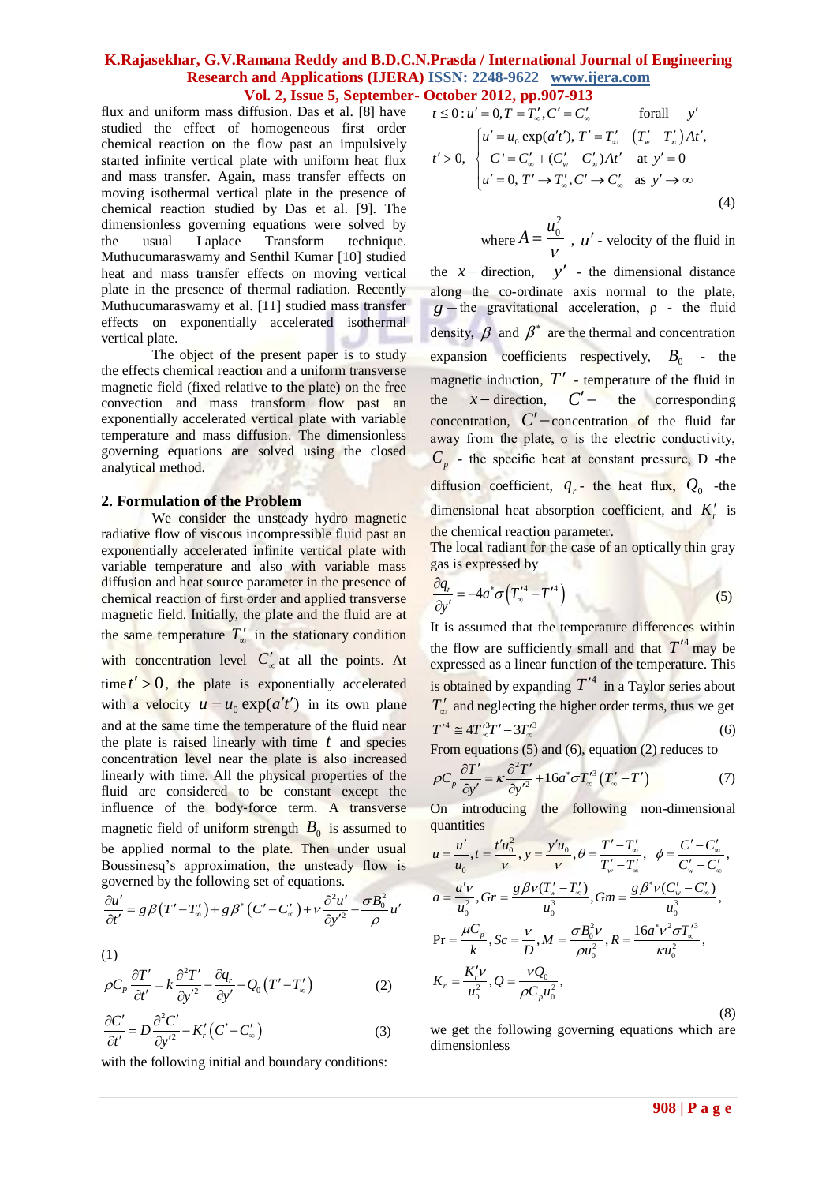flux and uniform mass diffusion. Das et al. [8] have studied the effect of homogeneous first order chemical reaction on the flow past an impulsively started infinite vertical plate with uniform heat flux and mass transfer. Again, mass transfer effects on moving isothermal vertical plate in the presence of chemical reaction studied by Das et al. [9]. The dimensionless governing equations were solved by the usual Laplace Transform technique. Muthucumaraswamy and Senthil Kumar [10] studied heat and mass transfer effects on moving vertical plate in the presence of thermal radiation. Recently Muthucumaraswamy et al. [11] studied mass transfer effects on exponentially accelerated isothermal vertical plate.

The object of the present paper is to study the effects chemical reaction and a uniform transverse magnetic field (fixed relative to the plate) on the free convection and mass transform flow past an exponentially accelerated vertical plate with variable temperature and mass diffusion. The dimensionless governing equations are solved using the closed analytical method.

## 2. Formulation of the Problem

We consider the unsteady hydro magnetic radiative flow of viscous incompressible fluid past an exponentially accelerated infinite vertical plate with variable temperature and also with variable mass diffusion and heat source parameter in the presence of chemical reaction of first order and applied transverse magnetic field. Initially, the plate and the fluid are at the same temperature $T'_\infty$ in the stationary condition with concentration level $C'_\infty$ at all the points. At time $t'>0$, the plate is exponentially accelerated with a velocity $u = u_0 \exp(a't')$ in its own plane and at the same time the temperature of the fluid near the plate is raised linearly with time $t$ and species concentration level near the plate is also increased linearly with time. All the physical properties of the fluid are considered to be constant except the influence of the body-force term. A transverse magnetic field of uniform strength $B_0$ is assumed to be applied normal to the plate. Then under usual Boussinesq's approximation, the unsteady flow is governed by the following set of equations.

$$\frac{\partial u'}{\partial t'} = g\beta\left(T'-T'_\infty\right) + g\beta^*\left(C'-C'_\infty\right) + \nu\frac{\partial^2 u'}{\partial y'^2} - \frac{\sigma B_0^2}{\rho}u' \tag{1}$$

$$\rho C_P \frac{\partial T'}{\partial t'} = k\frac{\partial^2 T'}{\partial y'^2} - \frac{\partial q_r}{\partial y'} - Q_0\left(T'-T'_\infty\right) \tag{2}$$

$$\frac{\partial C'}{\partial t'} = D\frac{\partial^2 C'}{\partial y'^2} - K'_r\left(C'-C'_\infty\right) \tag{3}$$

with the following initial and boundary conditions:

$$t \le 0 : u' = 0, T' = T'_\infty, C' = C'_\infty \qquad \text{for all } y'$$

$$t'>0, \quad \begin{cases} u' = u_0\exp(a't'),\ T' = T'_\infty + \left(T'_w - T'_\infty\right)At', \\ C' = C'_\infty + (C'_w - C'_\infty)At' \quad \text{at } y'=0 \\ u'=0,\ T' \to T'_\infty, C' \to C'_\infty \quad \text{as } y' \to \infty \end{cases} \tag{4}$$

where $A = \dfrac{u_0^2}{\nu}$, $u'$ - velocity of the fluid in the $x-$direction, $y'$ - the dimensional distance along the co-ordinate axis normal to the plate, $g$ – the gravitational acceleration, ρ - the fluid density, $\beta$ and $\beta^*$ are the thermal and concentration expansion coefficients respectively, $B_0$ - the magnetic induction, $T'$ - temperature of the fluid in the $x-$direction, $C'-$ the corresponding concentration, $C'-$concentration of the fluid far away from the plate, σ is the electric conductivity, $C_p$ - the specific heat at constant pressure, D -the diffusion coefficient, $q_r$ - the heat flux, $Q_0$ -the dimensional heat absorption coefficient, and $K'_r$ is the chemical reaction parameter.

The local radiant for the case of an optically thin gray gas is expressed by

$$\frac{\partial q_r}{\partial y'} = -4a^*\sigma\left(T'^4_\infty - T'^4\right) \tag{5}$$

It is assumed that the temperature differences within the flow are sufficiently small and that $T'^4$ may be expressed as a linear function of the temperature. This is obtained by expanding $T'^4$ in a Taylor series about $T'_\infty$ and neglecting the higher order terms, thus we get

$$T'^4 \cong 4T'^3_\infty T' - 3T'^3_\infty \tag{6}$$

From equations (5) and (6), equation (2) reduces to

$$\rho C_p \frac{\partial T'}{\partial y'} = \kappa\frac{\partial^2 T'}{\partial y'^2} + 16a^*\sigma T'^3_\infty\left(T'_\infty - T'\right) \tag{7}$$

On introducing the following non-dimensional quantities

$$u = \frac{u'}{u_0}, t = \frac{t'u_0^2}{\nu}, y = \frac{y'u_0}{\nu}, \theta = \frac{T'-T'_\infty}{T'_w - T'_\infty}, \quad \phi = \frac{C'-C'_\infty}{C'_w - C'_\infty},$$

$$a = \frac{a'\nu}{u_0^2}, Gr = \frac{g\beta\nu(T'_w - T'_\infty)}{u_0^3}, Gm = \frac{g\beta^*\nu(C'_w - C'_\infty)}{u_0^3},$$

$$\Pr = \frac{\mu C_p}{k}, Sc = \frac{\nu}{D}, M = \frac{\sigma B_0^2\nu}{\rho u_0^2}, R = \frac{16a^*\nu^2\sigma T'^3_\infty}{\kappa u_0^2},$$

$$K_r = \frac{K'_r\nu}{u_0^2}, Q = \frac{\nu Q_0}{\rho C_p u_0^2}, \tag{8}$$

we get the following governing equations which are dimensionless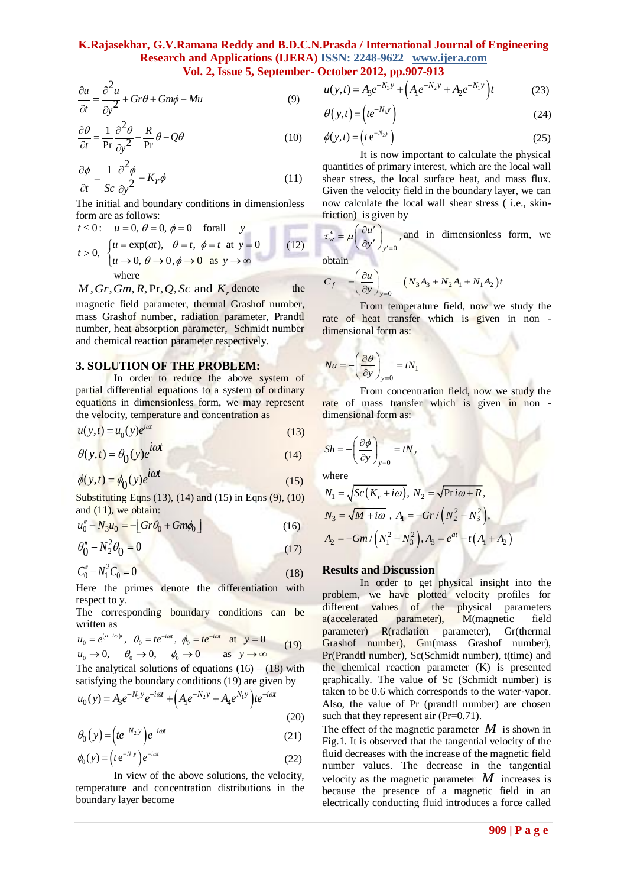$$\frac{\partial u}{\partial t}=\frac{\partial^2 u}{\partial y^2}+Gr\theta+Gm\phi-Mu \tag{9}$$

$$\frac{\partial \theta}{\partial t}=\frac{1}{\Pr}\frac{\partial^2 \theta}{\partial y^2}-\frac{R}{\Pr}\theta-Q\theta \tag{10}$$

$$\frac{\partial \phi}{\partial t}=\frac{1}{Sc}\frac{\partial^2 \phi}{\partial y^2}-K_r\phi \tag{11}$$

The initial and boundary conditions in dimensionless form are as follows:

$$t\le 0:\quad u=0,\ \theta=0,\ \phi=0 \quad \text{forall} \quad y$$

$$t>0,\ \begin{cases} u=\exp(at),\quad \theta=t,\ \phi=t \ \text{ at } y=0 \\ u\to 0,\ \theta\to 0,\phi\to 0 \ \text{ as } y\to\infty \end{cases} \tag{12}$$

where

$M, Gr, Gm, R, \Pr, Q, Sc$ and $K_r$ denote the magnetic field parameter, thermal Grashof number, mass Grashof number, radiation parameter, Prandtl number, heat absorption parameter, Schmidt number and chemical reaction parameter respectively.

## 3. SOLUTION OF THE PROBLEM:

In order to reduce the above system of partial differential equations to a system of ordinary equations in dimensionless form, we may represent the velocity, temperature and concentration as

$$u(y,t)=u_0(y)e^{i\omega t} \tag{13}$$

$$\theta(y,t)=\theta_0(y)e^{i\omega t} \tag{14}$$

$$\phi(y,t)=\phi_0(y)e^{i\omega t} \tag{15}$$

Substituting Eqns (13), (14) and (15) in Eqns (9), (10) and (11), we obtain:

$$u_0''-N_3u_0=-\left[Gr\theta_0+Gm\phi_0\right] \tag{16}$$

$$\theta_0''-N_2^2\theta_0=0 \tag{17}$$

$$C_0''-N_1^2C_0=0 \tag{18}$$

Here the primes denote the differentiation with respect to y.

The corresponding boundary conditions can be written as

$$\begin{aligned} &u_0=e^{(a-i\omega)t},\ \ \theta_0=te^{-i\omega t},\ \phi_0=te^{-i\omega t} \quad \text{at} \ \ y=0 \\ &u_0\to 0,\quad \theta_0\to 0,\quad \phi_0\to 0 \qquad \text{as} \ \ y\to\infty \end{aligned} \tag{19}$$

The analytical solutions of equations (16) – (18) with satisfying the boundary conditions (19) are given by

$$u_0(y)=A_3e^{-N_3y}e^{-i\omega t}+\left(A_1e^{-N_2y}+A_4e^{N_1y}\right)te^{-i\omega t} \tag{20}$$

$$\theta_0(y)=\left(te^{-N_2y}\right)e^{-i\omega t} \tag{21}$$

$$\phi_0(y)=\left(t\,e^{-N_1y}\right)e^{-i\omega t} \tag{22}$$

In view of the above solutions, the velocity, temperature and concentration distributions in the boundary layer become

$$u(y,t)=A_3e^{-N_3y}+\left(A_1e^{-N_2y}+A_2e^{-N_1y}\right)t \tag{23}$$

$$\theta(y,t)=\left(te^{-N_1y}\right) \tag{24}$$

$$\phi(y,t)=\left(t\,e^{-N_2y}\right) \tag{25}$$

It is now important to calculate the physical quantities of primary interest, which are the local wall shear stress, the local surface heat, and mass flux. Given the velocity field in the boundary layer, we can now calculate the local wall shear stress (i.e., skin-friction) is given by

$\tau_w^*=\mu\left(\frac{\partial u'}{\partial y'}\right)_{y'=0}$, and in dimensionless form, we obtain

$$C_f=-\left(\frac{\partial u}{\partial y}\right)_{y=0}=\left(N_3A_3+N_2A_1+N_1A_2\right)t$$

From temperature field, now we study the rate of heat transfer which is given in non - dimensional form as:

$$Nu=-\left(\frac{\partial \theta}{\partial y}\right)_{y=0}=tN_1$$

From concentration field, now we study the rate of mass transfer which is given in non - dimensional form as:

$$Sh=-\left(\frac{\partial \phi}{\partial y}\right)_{y=0}=tN_2$$

where

$$N_1=\sqrt{Sc\left(K_r+i\omega\right)},\ N_2=\sqrt{\Pr i\omega+R},$$

$$N_3=\sqrt{M+i\omega}\ ,\ A_1=-Gr/\left(N_2^2-N_3^2\right),$$

$$A_2=-Gm/\left(N_1^2-N_3^2\right), A_3=e^{at}-t\left(A_1+A_2\right)$$

## Results and Discussion

In order to get physical insight into the problem, we have plotted velocity profiles for different values of the physical parameters a(accelerated parameter), M(magnetic field parameter) R(radiation parameter), Gr(thermal Grashof number), Gm(mass Grashof number), Pr(Prandtl number), Sc(Schmidt number), t(time) and the chemical reaction parameter (K) is presented graphically. The value of Sc (Schmidt number) is taken to be 0.6 which corresponds to the water-vapor. Also, the value of Pr (prandtl number) are chosen such that they represent air (Pr=0.71).

The effect of the magnetic parameter $M$ is shown in Fig.1. It is observed that the tangential velocity of the fluid decreases with the increase of the magnetic field number values. The decrease in the tangential velocity as the magnetic parameter $M$ increases is because the presence of a magnetic field in an electrically conducting fluid introduces a force called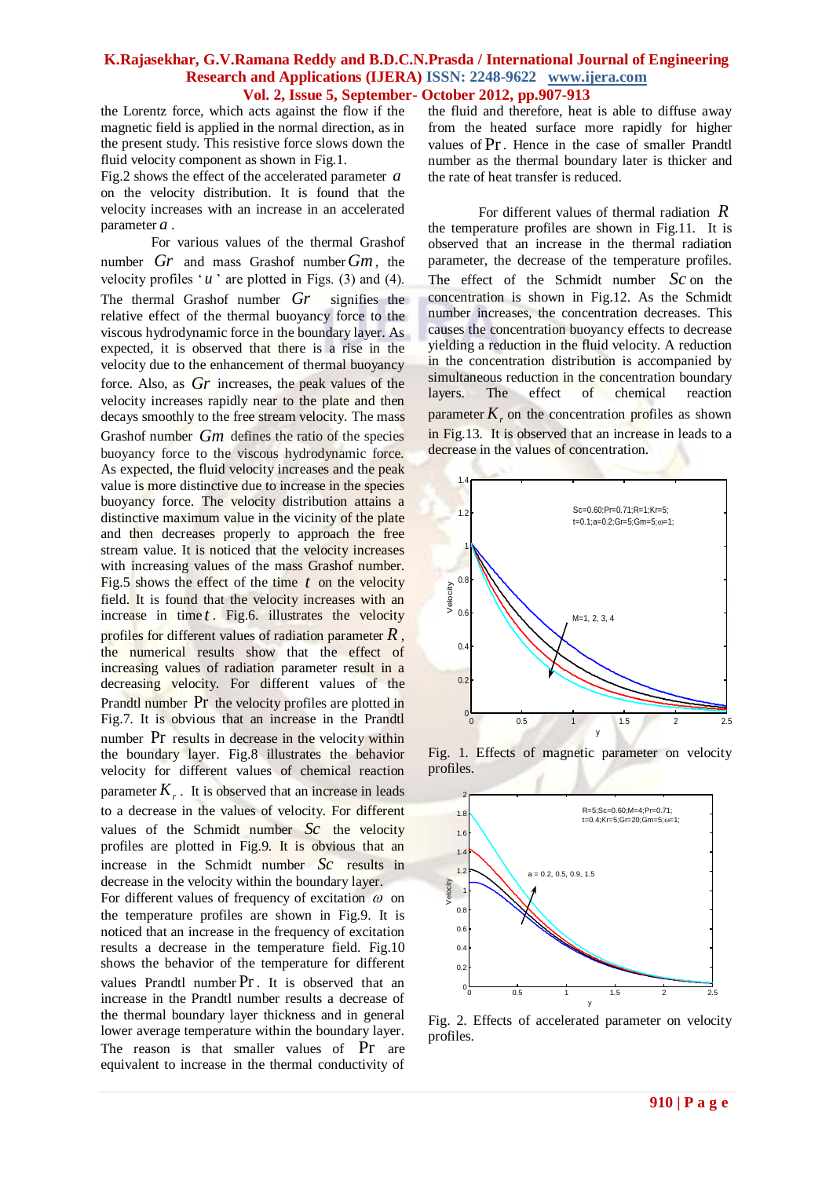the Lorentz force, which acts against the flow if the magnetic field is applied in the normal direction, as in the present study. This resistive force slows down the fluid velocity component as shown in Fig.1.

Fig.2 shows the effect of the accelerated parameter $a$ on the velocity distribution. It is found that the velocity increases with an increase in an accelerated parameter $a$.

For various values of the thermal Grashof number $Gr$ and mass Grashof number $Gm$, the velocity profiles '$u$' are plotted in Figs. (3) and (4). The thermal Grashof number $Gr$ signifies the relative effect of the thermal buoyancy force to the viscous hydrodynamic force in the boundary layer. As expected, it is observed that there is a rise in the velocity due to the enhancement of thermal buoyancy force. Also, as $Gr$ increases, the peak values of the velocity increases rapidly near to the plate and then decays smoothly to the free stream velocity. The mass Grashof number $Gm$ defines the ratio of the species buoyancy force to the viscous hydrodynamic force. As expected, the fluid velocity increases and the peak value is more distinctive due to increase in the species buoyancy force. The velocity distribution attains a distinctive maximum value in the vicinity of the plate and then decreases properly to approach the free stream value. It is noticed that the velocity increases with increasing values of the mass Grashof number. Fig.5 shows the effect of the time $t$ on the velocity field. It is found that the velocity increases with an increase in time $t$. Fig.6. illustrates the velocity profiles for different values of radiation parameter $R$, the numerical results show that the effect of increasing values of radiation parameter result in a decreasing velocity. For different values of the Prandtl number $\Pr$ the velocity profiles are plotted in Fig.7. It is obvious that an increase in the Prandtl number $\Pr$ results in decrease in the velocity within the boundary layer. Fig.8 illustrates the behavior velocity for different values of chemical reaction parameter $K_r$. It is observed that an increase in leads to a decrease in the values of velocity. For different values of the Schmidt number $Sc$ the velocity profiles are plotted in Fig.9. It is obvious that an increase in the Schmidt number $Sc$ results in decrease in the velocity within the boundary layer.

For different values of frequency of excitation $\omega$ on the temperature profiles are shown in Fig.9. It is noticed that an increase in the frequency of excitation results a decrease in the temperature field. Fig.10 shows the behavior of the temperature for different values Prandtl number $\Pr$. It is observed that an increase in the Prandtl number results a decrease of the thermal boundary layer thickness and in general lower average temperature within the boundary layer. The reason is that smaller values of $\Pr$ are equivalent to increase in the thermal conductivity of the fluid and therefore, heat is able to diffuse away from the heated surface more rapidly for higher values of $\Pr$. Hence in the case of smaller Prandtl number as the thermal boundary later is thicker and the rate of heat transfer is reduced.

For different values of thermal radiation $R$ the temperature profiles are shown in Fig.11. It is observed that an increase in the thermal radiation parameter, the decrease of the temperature profiles. The effect of the Schmidt number $Sc$ on the concentration is shown in Fig.12. As the Schmidt number increases, the concentration decreases. This causes the concentration buoyancy effects to decrease yielding a reduction in the fluid velocity. A reduction in the concentration distribution is accompanied by simultaneous reduction in the concentration boundary layers. The effect of chemical reaction parameter $K_r$ on the concentration profiles as shown in Fig.13. It is observed that an increase in leads to a decrease in the values of concentration.

Fig. 1. Effects of magnetic parameter on velocity profiles.

Fig. 2. Effects of accelerated parameter on velocity profiles.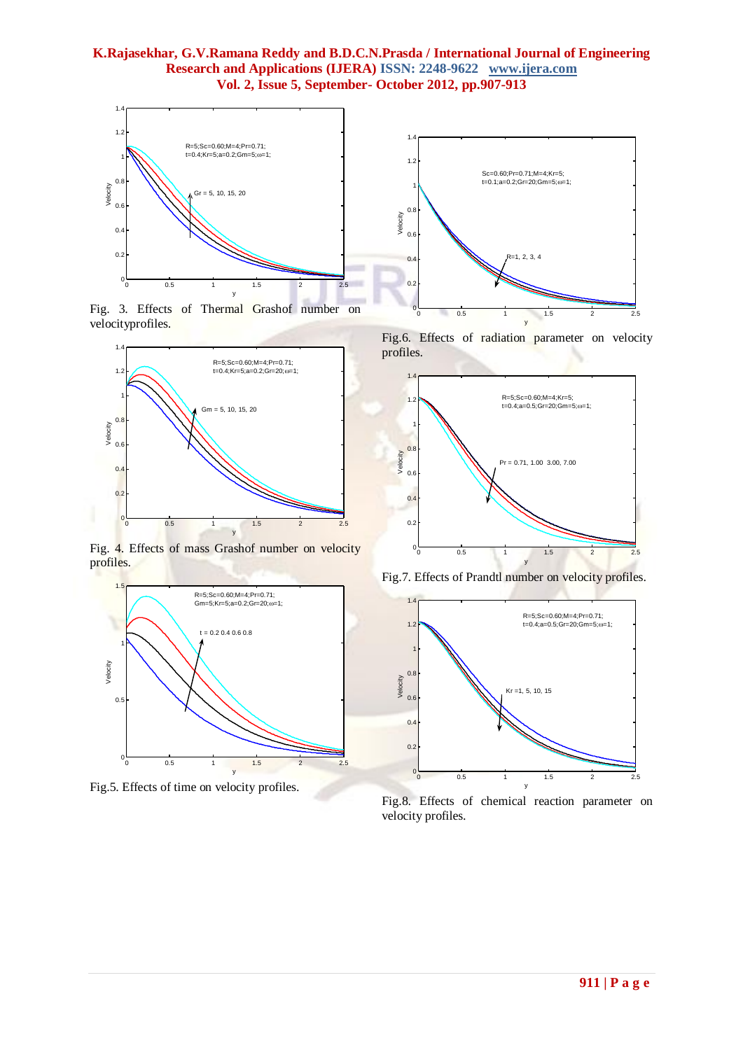Fig. 3. Effects of Thermal Grashof number on velocityprofiles.

Fig. 4. Effects of mass Grashof number on velocity profiles.

Fig.5. Effects of time on velocity profiles.

Fig.6. Effects of radiation parameter on velocity profiles.

Fig.7. Effects of Prandtl number on velocity profiles.

Fig.8. Effects of chemical reaction parameter on velocity profiles.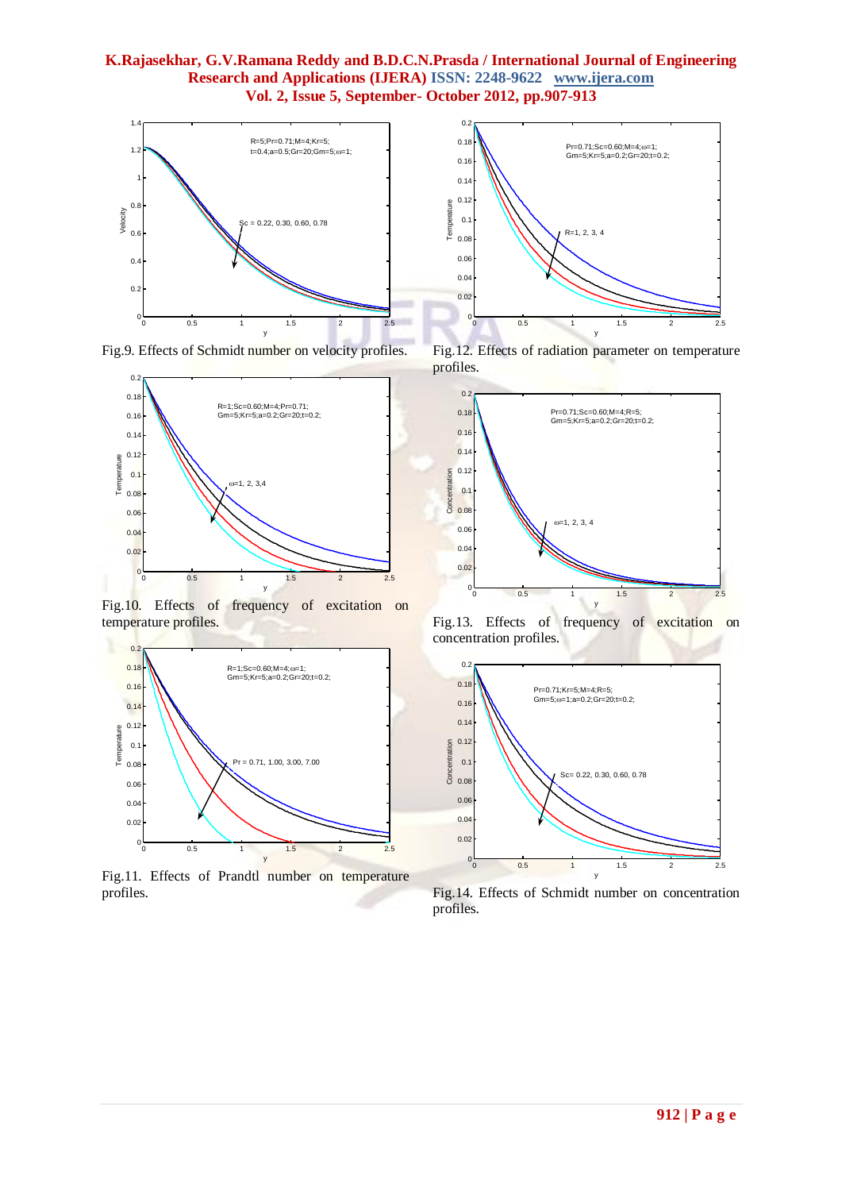Fig.9. Effects of Schmidt number on velocity profiles.

Fig.10. Effects of frequency of excitation on temperature profiles.

Fig.11. Effects of Prandtl number on temperature profiles.

Fig.12. Effects of radiation parameter on temperature profiles.

Fig.13. Effects of frequency of excitation on concentration profiles.

Fig.14. Effects of Schmidt number on concentration profiles.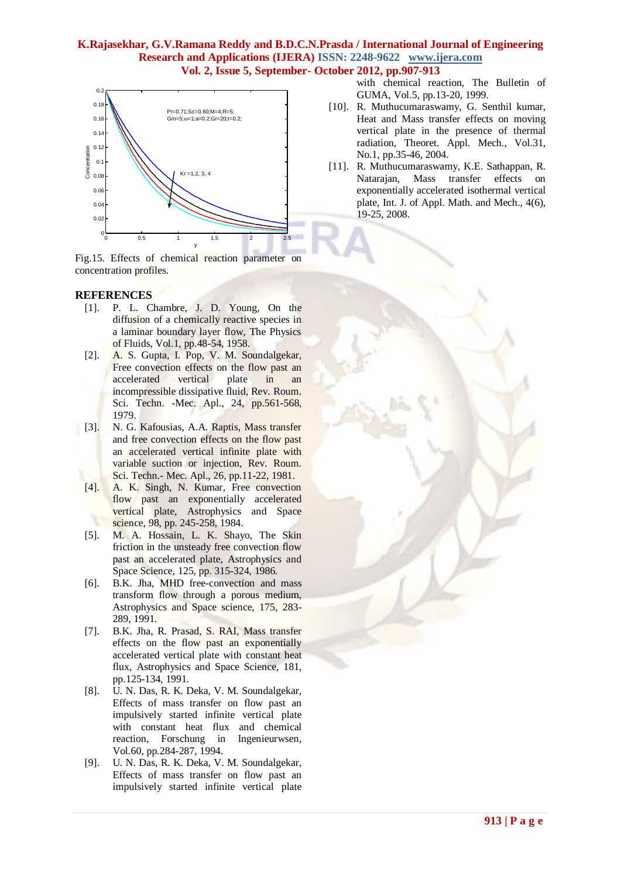Concentration

0.2
0.18
0.16
0.14
0.12
0.1
0.08
0.06
0.04
0.02
0

0 0.5 1 1.5 2 2.5

y

Pr=0.71;Sc=0.60;M=4;R=5;
Gm=5;ω=1;a=0.2;Gr=20;t=0.2;

Kr =1,2, 3, 4

Fig.15. Effects of chemical reaction parameter on concentration profiles.

## REFERENCES

[1]. P. L. Chambre, J. D. Young, On the diffusion of a chemically reactive species in a laminar boundary layer flow, The Physics of Fluids, Vol.1, pp.48-54, 1958.

[2]. A. S. Gupta, I. Pop, V. M. Soundalgekar, Free convection effects on the flow past an accelerated vertical plate in an incompressible dissipative fluid, Rev. Roum. Sci. Techn. -Mec. Apl., 24, pp.561-568, 1979.

[3]. N. G. Kafousias, A.A. Raptis, Mass transfer and free convection effects on the flow past an accelerated vertical infinite plate with variable suction or injection, Rev. Roum. Sci. Techn.- Mec. Apl., 26, pp.11-22, 1981.

[4]. A. K. Singh, N. Kumar, Free convection flow past an exponentially accelerated vertical plate, Astrophysics and Space science, 98, pp. 245-258, 1984.

[5]. M. A. Hossain, L. K. Shayo, The Skin friction in the unsteady free convection flow past an accelerated plate, Astrophysics and Space Science, 125, pp. 315-324, 1986.

[6]. B.K. Jha, MHD free-convection and mass transform flow through a porous medium, Astrophysics and Space science, 175, 283-289, 1991.

[7]. B.K. Jha, R. Prasad, S. RAI, Mass transfer effects on the flow past an exponentially accelerated vertical plate with constant heat flux, Astrophysics and Space Science, 181, pp.125-134, 1991.

[8]. U. N. Das, R. K. Deka, V. M. Soundalgekar, Effects of mass transfer on flow past an impulsively started infinite vertical plate with constant heat flux and chemical reaction, Forschung in Ingenieurwsen, Vol.60, pp.284-287, 1994.

[9]. U. N. Das, R. K. Deka, V. M. Soundalgekar, Effects of mass transfer on flow past an impulsively started infinite vertical plate with chemical reaction, The Bulletin of GUMA, Vol.5, pp.13-20, 1999.

[10]. R. Muthucumaraswamy, G. Senthil kumar, Heat and Mass transfer effects on moving vertical plate in the presence of thermal radiation, Theoret. Appl. Mech., Vol.31, No.1, pp.35-46, 2004.

[11]. R. Muthucumaraswamy, K.E. Sathappan, R. Natarajan, Mass transfer effects on exponentially accelerated isothermal vertical plate, Int. J. of Appl. Math. and Mech., 4(6), 19-25, 2008.